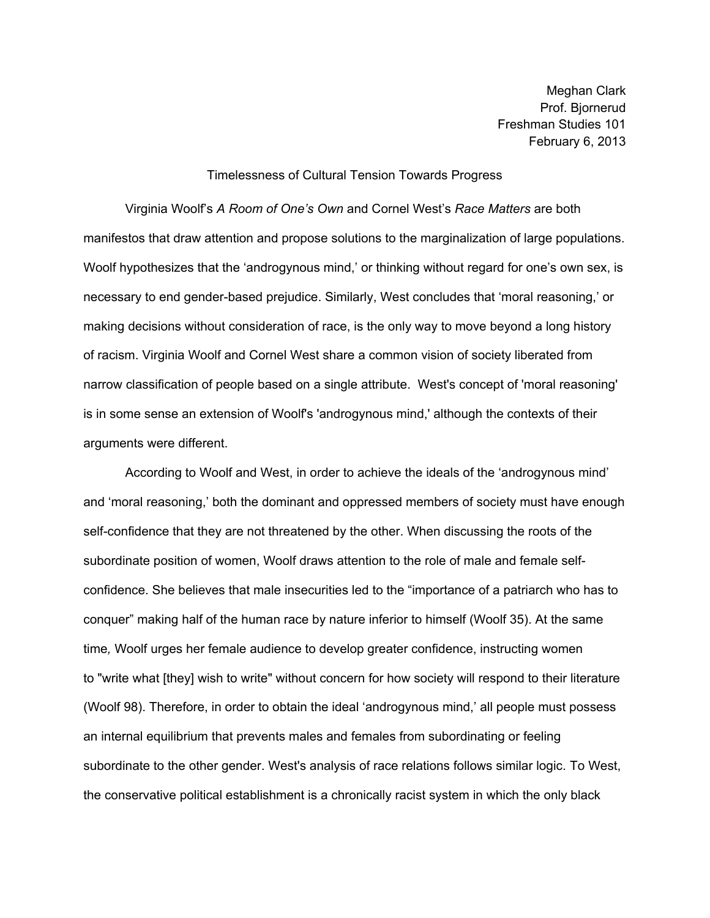Meghan Clark
Prof. Bjornerud
Freshman Studies 101
February 6, 2013

Timelessness of Cultural Tension Towards Progress

Virginia Woolf's *A Room of One's Own* and Cornel West's *Race Matters* are both manifestos that draw attention and propose solutions to the marginalization of large populations. Woolf hypothesizes that the 'androgynous mind,' or thinking without regard for one's own sex, is necessary to end gender-based prejudice. Similarly, West concludes that 'moral reasoning,' or making decisions without consideration of race, is the only way to move beyond a long history of racism. Virginia Woolf and Cornel West share a common vision of society liberated from narrow classification of people based on a single attribute. West's concept of 'moral reasoning' is in some sense an extension of Woolf's 'androgynous mind,' although the contexts of their arguments were different.

According to Woolf and West, in order to achieve the ideals of the 'androgynous mind' and 'moral reasoning,' both the dominant and oppressed members of society must have enough self-confidence that they are not threatened by the other. When discussing the roots of the subordinate position of women, Woolf draws attention to the role of male and female self-confidence. She believes that male insecurities led to the "importance of a patriarch who has to conquer" making half of the human race by nature inferior to himself (Woolf 35). At the same time, Woolf urges her female audience to develop greater confidence, instructing women to "write what [they] wish to write" without concern for how society will respond to their literature (Woolf 98). Therefore, in order to obtain the ideal 'androgynous mind,' all people must possess an internal equilibrium that prevents males and females from subordinating or feeling subordinate to the other gender. West's analysis of race relations follows similar logic. To West, the conservative political establishment is a chronically racist system in which the only black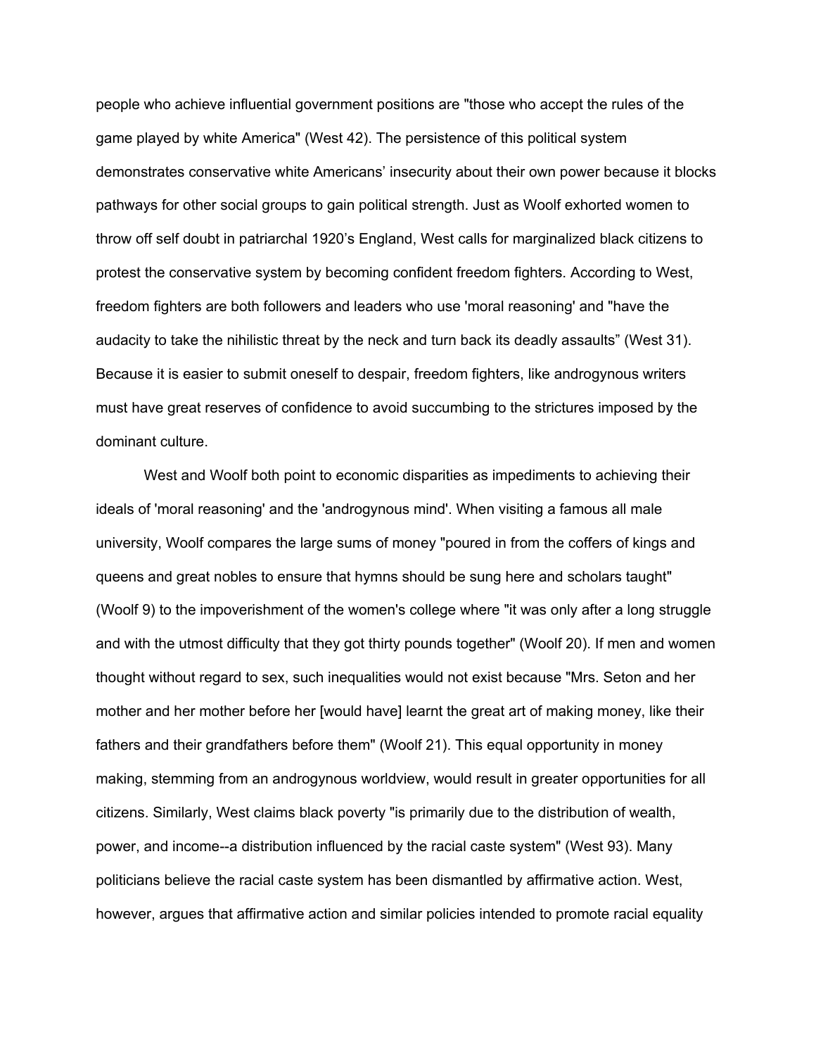people who achieve influential government positions are "those who accept the rules of the game played by white America" (West 42). The persistence of this political system demonstrates conservative white Americans' insecurity about their own power because it blocks pathways for other social groups to gain political strength. Just as Woolf exhorted women to throw off self doubt in patriarchal 1920's England, West calls for marginalized black citizens to protest the conservative system by becoming confident freedom fighters. According to West, freedom fighters are both followers and leaders who use 'moral reasoning' and "have the audacity to take the nihilistic threat by the neck and turn back its deadly assaults" (West 31). Because it is easier to submit oneself to despair, freedom fighters, like androgynous writers must have great reserves of confidence to avoid succumbing to the strictures imposed by the dominant culture.

West and Woolf both point to economic disparities as impediments to achieving their ideals of 'moral reasoning' and the 'androgynous mind'. When visiting a famous all male university, Woolf compares the large sums of money "poured in from the coffers of kings and queens and great nobles to ensure that hymns should be sung here and scholars taught" (Woolf 9) to the impoverishment of the women's college where "it was only after a long struggle and with the utmost difficulty that they got thirty pounds together" (Woolf 20). If men and women thought without regard to sex, such inequalities would not exist because "Mrs. Seton and her mother and her mother before her [would have] learnt the great art of making money, like their fathers and their grandfathers before them" (Woolf 21). This equal opportunity in money making, stemming from an androgynous worldview, would result in greater opportunities for all citizens. Similarly, West claims black poverty "is primarily due to the distribution of wealth, power, and income--a distribution influenced by the racial caste system" (West 93). Many politicians believe the racial caste system has been dismantled by affirmative action. West, however, argues that affirmative action and similar policies intended to promote racial equality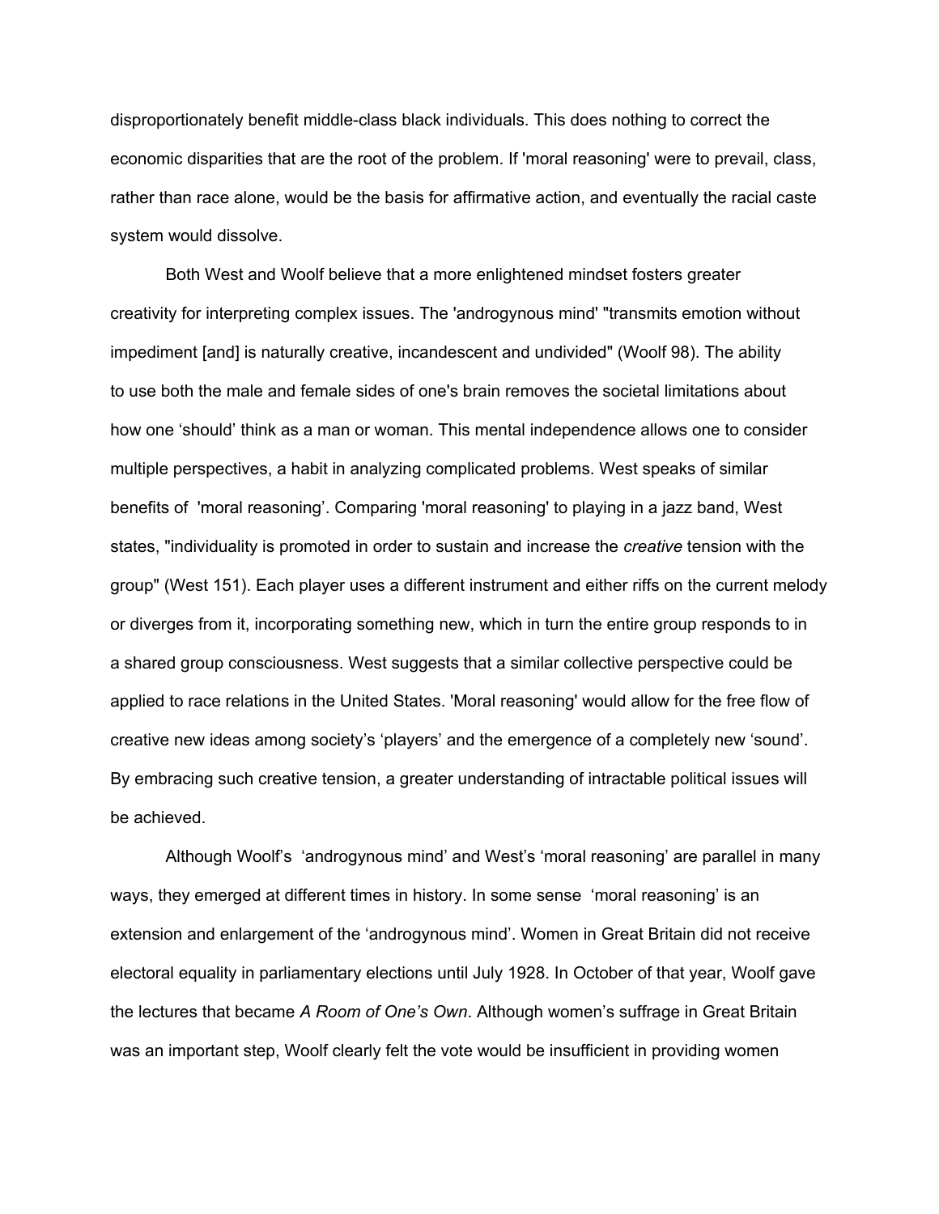disproportionately benefit middle-class black individuals. This does nothing to correct the economic disparities that are the root of the problem. If 'moral reasoning' were to prevail, class, rather than race alone, would be the basis for affirmative action, and eventually the racial caste system would dissolve.

Both West and Woolf believe that a more enlightened mindset fosters greater creativity for interpreting complex issues. The 'androgynous mind' "transmits emotion without impediment [and] is naturally creative, incandescent and undivided" (Woolf 98). The ability to use both the male and female sides of one's brain removes the societal limitations about how one ‘should’ think as a man or woman. This mental independence allows one to consider multiple perspectives, a habit in analyzing complicated problems. West speaks of similar benefits of 'moral reasoning’. Comparing 'moral reasoning' to playing in a jazz band, West states, "individuality is promoted in order to sustain and increase the *creative* tension with the group" (West 151). Each player uses a different instrument and either riffs on the current melody or diverges from it, incorporating something new, which in turn the entire group responds to in a shared group consciousness. West suggests that a similar collective perspective could be applied to race relations in the United States. 'Moral reasoning' would allow for the free flow of creative new ideas among society’s ‘players’ and the emergence of a completely new ‘sound’. By embracing such creative tension, a greater understanding of intractable political issues will be achieved.

Although Woolf’s ‘androgynous mind’ and West’s ‘moral reasoning’ are parallel in many ways, they emerged at different times in history. In some sense ‘moral reasoning’ is an extension and enlargement of the ‘androgynous mind’. Women in Great Britain did not receive electoral equality in parliamentary elections until July 1928. In October of that year, Woolf gave the lectures that became *A Room of One’s Own*. Although women’s suffrage in Great Britain was an important step, Woolf clearly felt the vote would be insufficient in providing women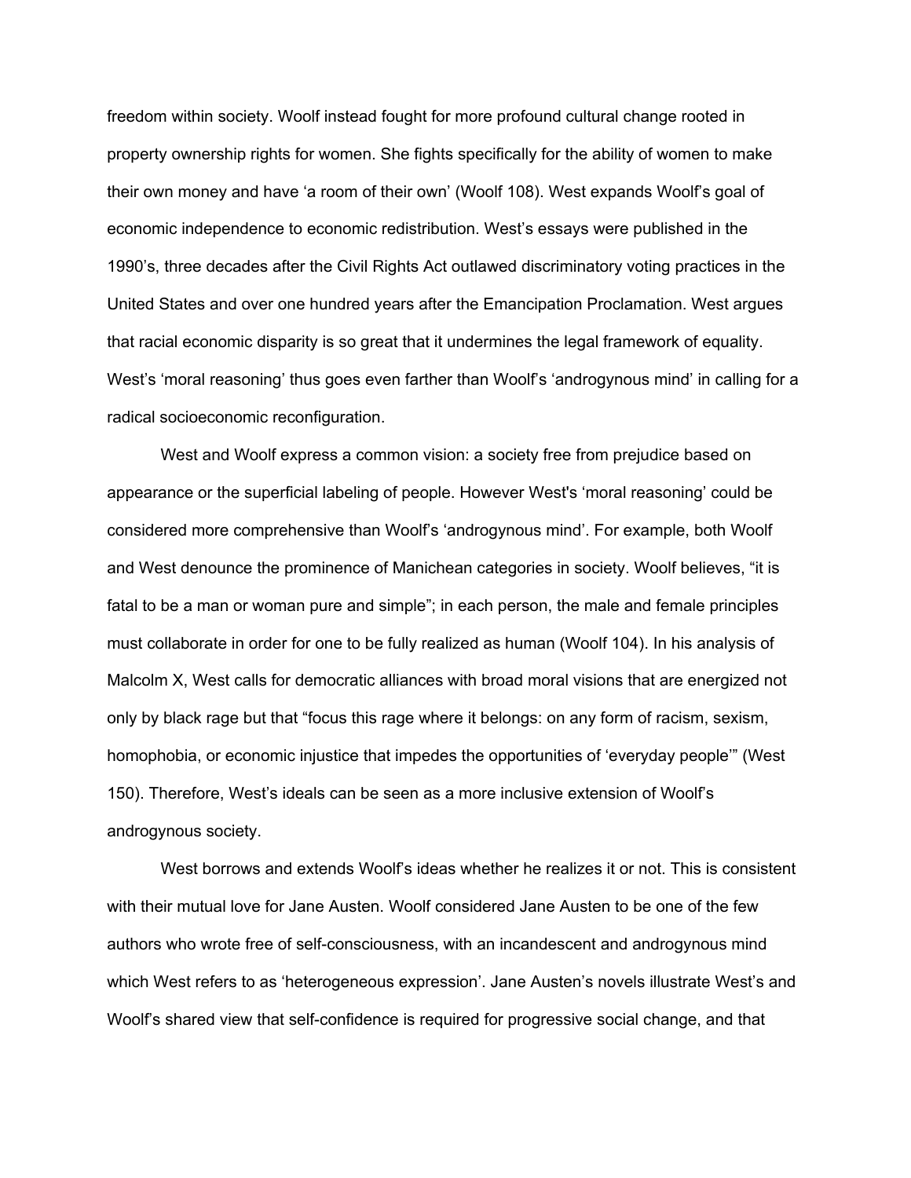freedom within society. Woolf instead fought for more profound cultural change rooted in property ownership rights for women. She fights specifically for the ability of women to make their own money and have 'a room of their own' (Woolf 108). West expands Woolf's goal of economic independence to economic redistribution. West's essays were published in the 1990's, three decades after the Civil Rights Act outlawed discriminatory voting practices in the United States and over one hundred years after the Emancipation Proclamation. West argues that racial economic disparity is so great that it undermines the legal framework of equality. West's 'moral reasoning' thus goes even farther than Woolf's 'androgynous mind' in calling for a radical socioeconomic reconfiguration.

West and Woolf express a common vision: a society free from prejudice based on appearance or the superficial labeling of people. However West's 'moral reasoning' could be considered more comprehensive than Woolf's 'androgynous mind'. For example, both Woolf and West denounce the prominence of Manichean categories in society. Woolf believes, "it is fatal to be a man or woman pure and simple"; in each person, the male and female principles must collaborate in order for one to be fully realized as human (Woolf 104). In his analysis of Malcolm X, West calls for democratic alliances with broad moral visions that are energized not only by black rage but that "focus this rage where it belongs: on any form of racism, sexism, homophobia, or economic injustice that impedes the opportunities of 'everyday people'" (West 150). Therefore, West's ideals can be seen as a more inclusive extension of Woolf's androgynous society.

West borrows and extends Woolf's ideas whether he realizes it or not. This is consistent with their mutual love for Jane Austen. Woolf considered Jane Austen to be one of the few authors who wrote free of self-consciousness, with an incandescent and androgynous mind which West refers to as 'heterogeneous expression'. Jane Austen's novels illustrate West's and Woolf's shared view that self-confidence is required for progressive social change, and that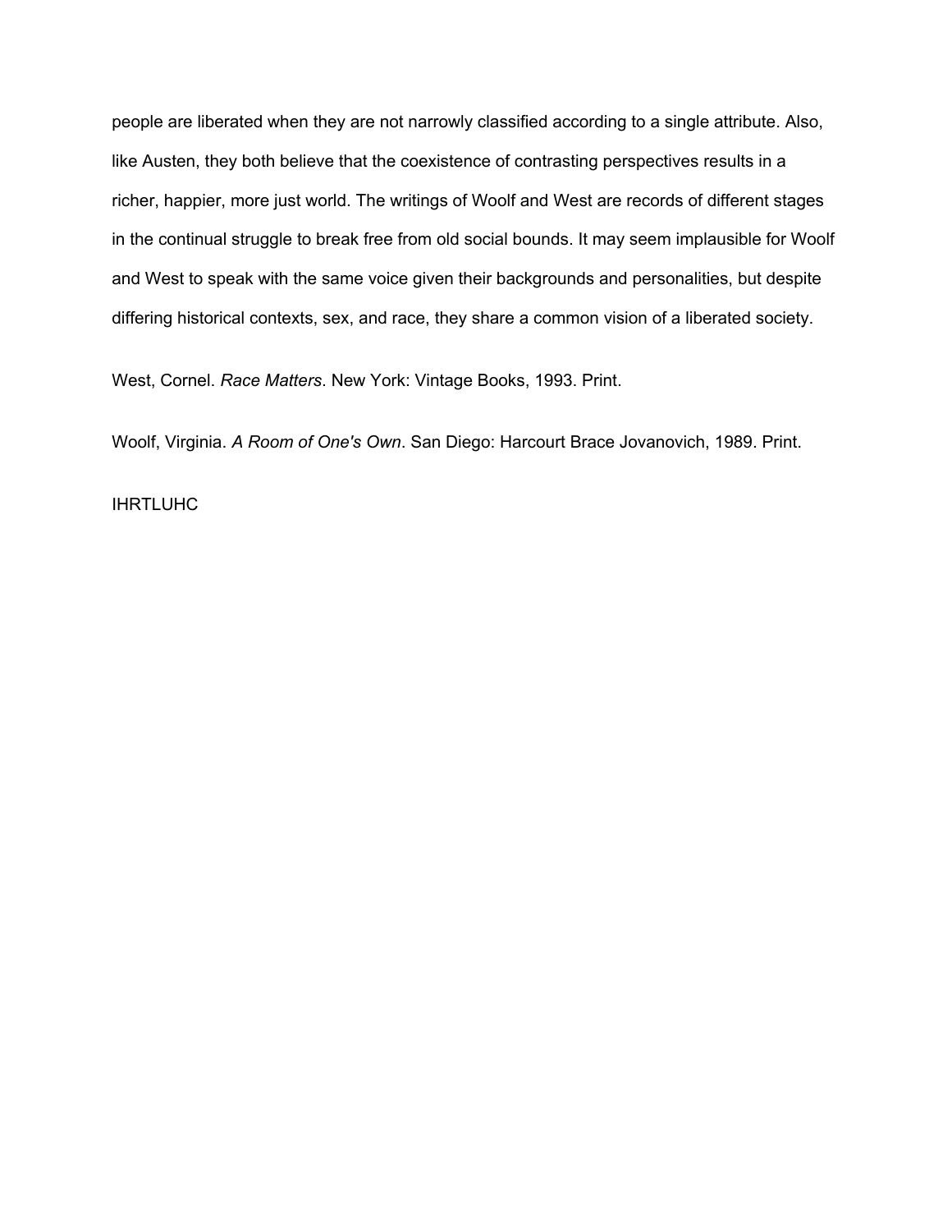people are liberated when they are not narrowly classified according to a single attribute. Also, like Austen, they both believe that the coexistence of contrasting perspectives results in a richer, happier, more just world. The writings of Woolf and West are records of different stages in the continual struggle to break free from old social bounds. It may seem implausible for Woolf and West to speak with the same voice given their backgrounds and personalities, but despite differing historical contexts, sex, and race, they share a common vision of a liberated society.

West, Cornel. *Race Matters*. New York: Vintage Books, 1993. Print.

Woolf, Virginia. *A Room of One's Own*. San Diego: Harcourt Brace Jovanovich, 1989. Print.

IHRTLUHC